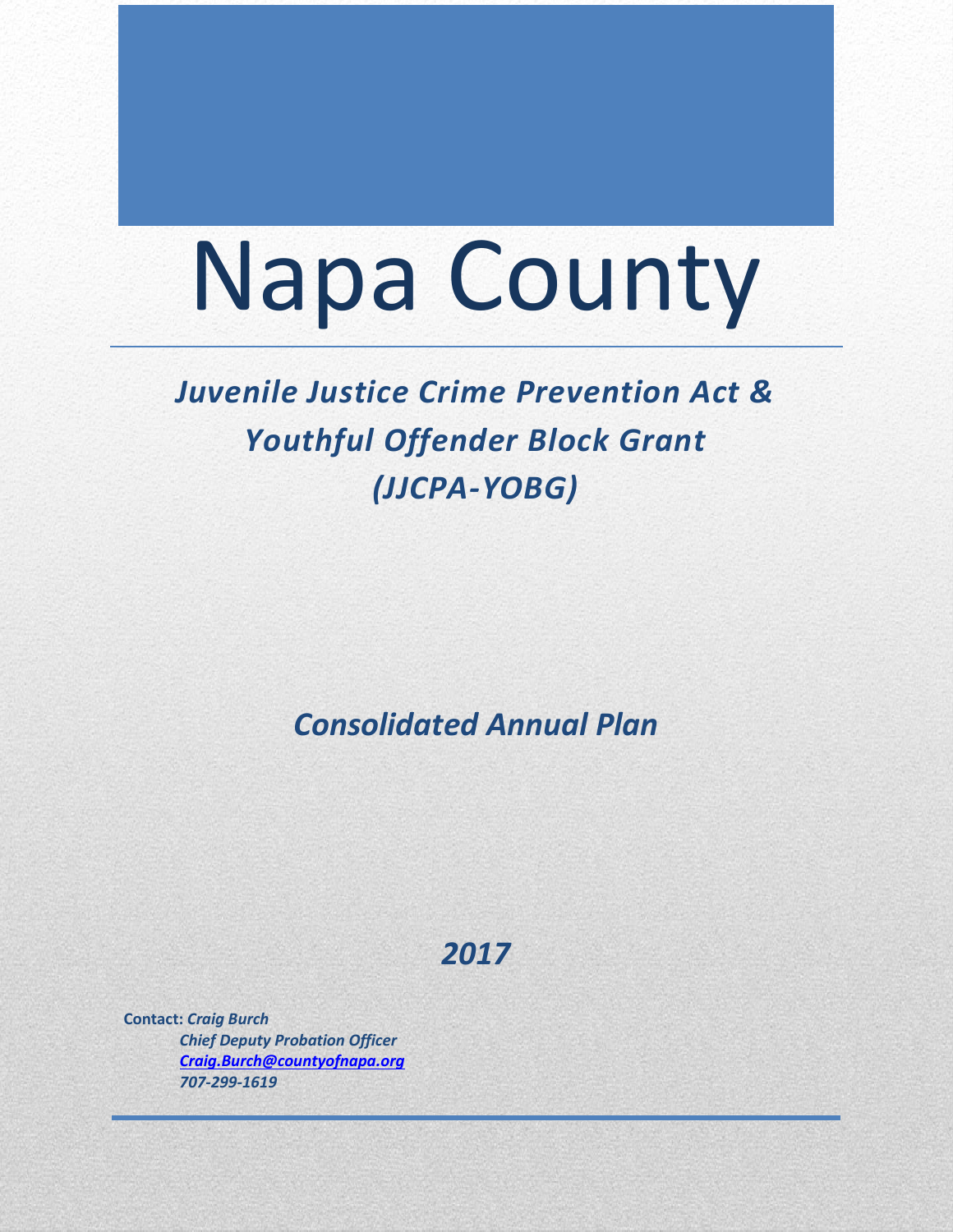# Napa County

## *Juvenile Justice Crime Prevention Act & Youthful Offender Block Grant (JJCPA-YOBG)*

## *Consolidated Annual Plan*

## *2017*

**Contact:** *Craig Burch*
*Chief Deputy Probation Officer*
*[Craig.Burch@countyofnapa.org](mailto:Craig.Burch@countyofnapa.org)*
*707-299-1619*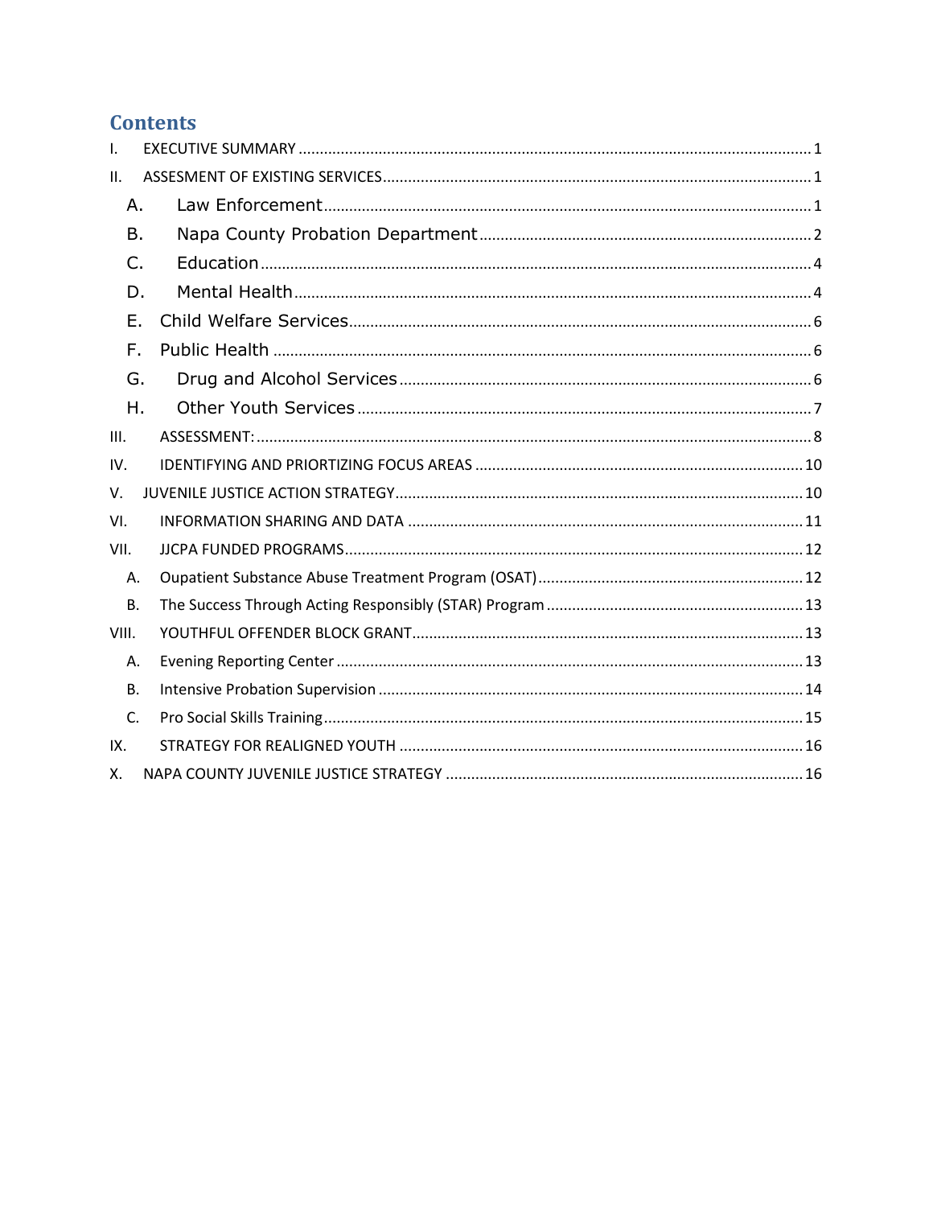# Contents

- I. EXECUTIVE SUMMARY ........ 1
- II. ASSESMENT OF EXISTING SERVICES ........ 1
  - A. Law Enforcement ........ 1
  - B. Napa County Probation Department ........ 2
  - C. Education ........ 4
  - D. Mental Health ........ 4
  - E. Child Welfare Services ........ 6
  - F. Public Health ........ 6
  - G. Drug and Alcohol Services ........ 6
  - H. Other Youth Services ........ 7
- III. ASSESSMENT: ........ 8
- IV. IDENTIFYING AND PRIORTIZING FOCUS AREAS ........ 10
- V. JUVENILE JUSTICE ACTION STRATEGY ........ 10
- VI. INFORMATION SHARING AND DATA ........ 11
- VII. JJCPA FUNDED PROGRAMS ........ 12
  - A. Oupatient Substance Abuse Treatment Program (OSAT) ........ 12
  - B. The Success Through Acting Responsibly (STAR) Program ........ 13
- VIII. YOUTHFUL OFFENDER BLOCK GRANT ........ 13
  - A. Evening Reporting Center ........ 13
  - B. Intensive Probation Supervision ........ 14
  - C. Pro Social Skills Training ........ 15
- IX. STRATEGY FOR REALIGNED YOUTH ........ 16
- X. NAPA COUNTY JUVENILE JUSTICE STRATEGY ........ 16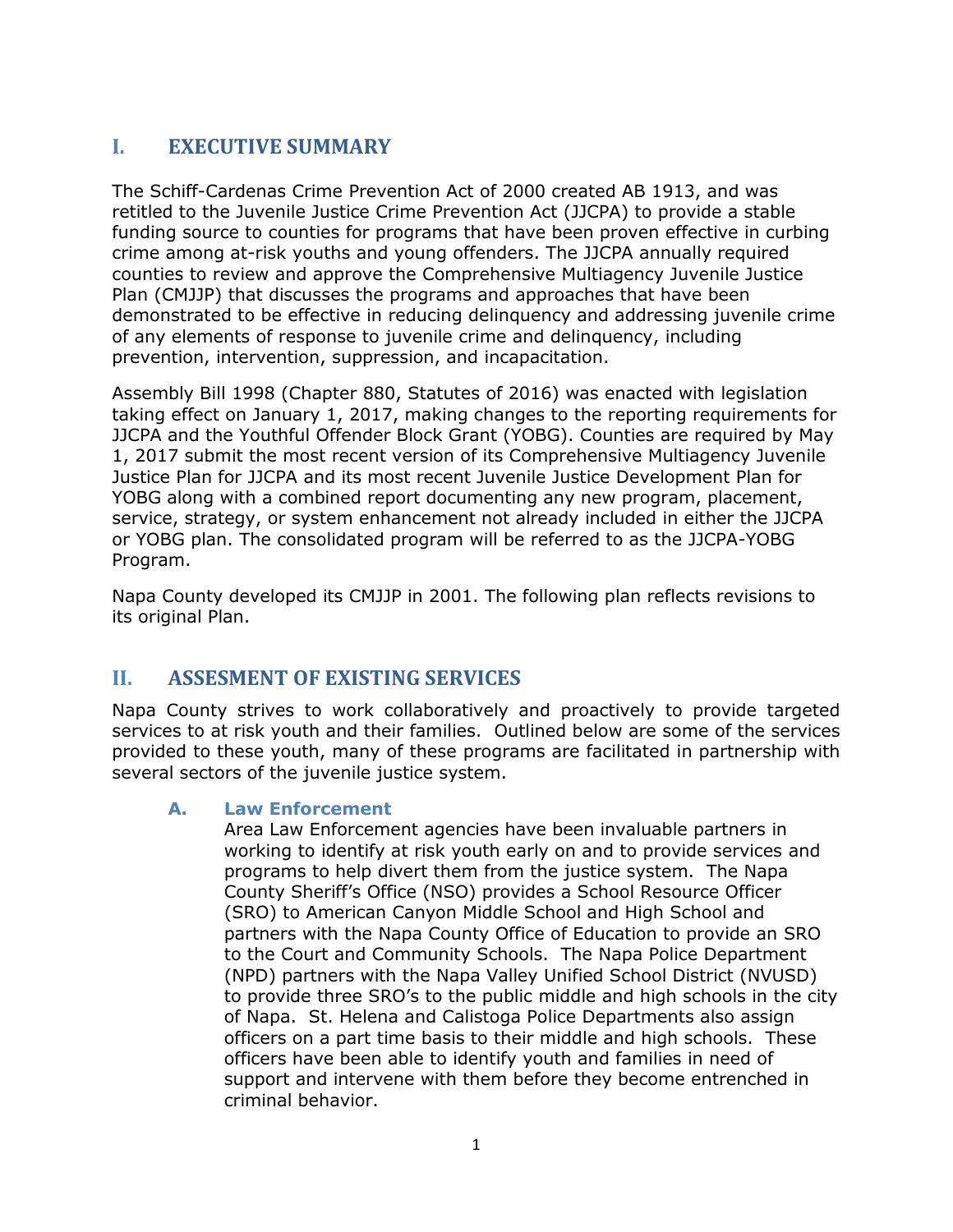## I. EXECUTIVE SUMMARY

The Schiff-Cardenas Crime Prevention Act of 2000 created AB 1913, and was retitled to the Juvenile Justice Crime Prevention Act (JJCPA) to provide a stable funding source to counties for programs that have been proven effective in curbing crime among at-risk youths and young offenders. The JJCPA annually required counties to review and approve the Comprehensive Multiagency Juvenile Justice Plan (CMJJP) that discusses the programs and approaches that have been demonstrated to be effective in reducing delinquency and addressing juvenile crime of any elements of response to juvenile crime and delinquency, including prevention, intervention, suppression, and incapacitation.

Assembly Bill 1998 (Chapter 880, Statutes of 2016) was enacted with legislation taking effect on January 1, 2017, making changes to the reporting requirements for JJCPA and the Youthful Offender Block Grant (YOBG). Counties are required by May 1, 2017 submit the most recent version of its Comprehensive Multiagency Juvenile Justice Plan for JJCPA and its most recent Juvenile Justice Development Plan for YOBG along with a combined report documenting any new program, placement, service, strategy, or system enhancement not already included in either the JJCPA or YOBG plan. The consolidated program will be referred to as the JJCPA-YOBG Program.

Napa County developed its CMJJP in 2001. The following plan reflects revisions to its original Plan.

## II. ASSESMENT OF EXISTING SERVICES

Napa County strives to work collaboratively and proactively to provide targeted services to at risk youth and their families. Outlined below are some of the services provided to these youth, many of these programs are facilitated in partnership with several sectors of the juvenile justice system.

### A. Law Enforcement

Area Law Enforcement agencies have been invaluable partners in working to identify at risk youth early on and to provide services and programs to help divert them from the justice system. The Napa County Sheriff's Office (NSO) provides a School Resource Officer (SRO) to American Canyon Middle School and High School and partners with the Napa County Office of Education to provide an SRO to the Court and Community Schools. The Napa Police Department (NPD) partners with the Napa Valley Unified School District (NVUSD) to provide three SRO's to the public middle and high schools in the city of Napa. St. Helena and Calistoga Police Departments also assign officers on a part time basis to their middle and high schools. These officers have been able to identify youth and families in need of support and intervene with them before they become entrenched in criminal behavior.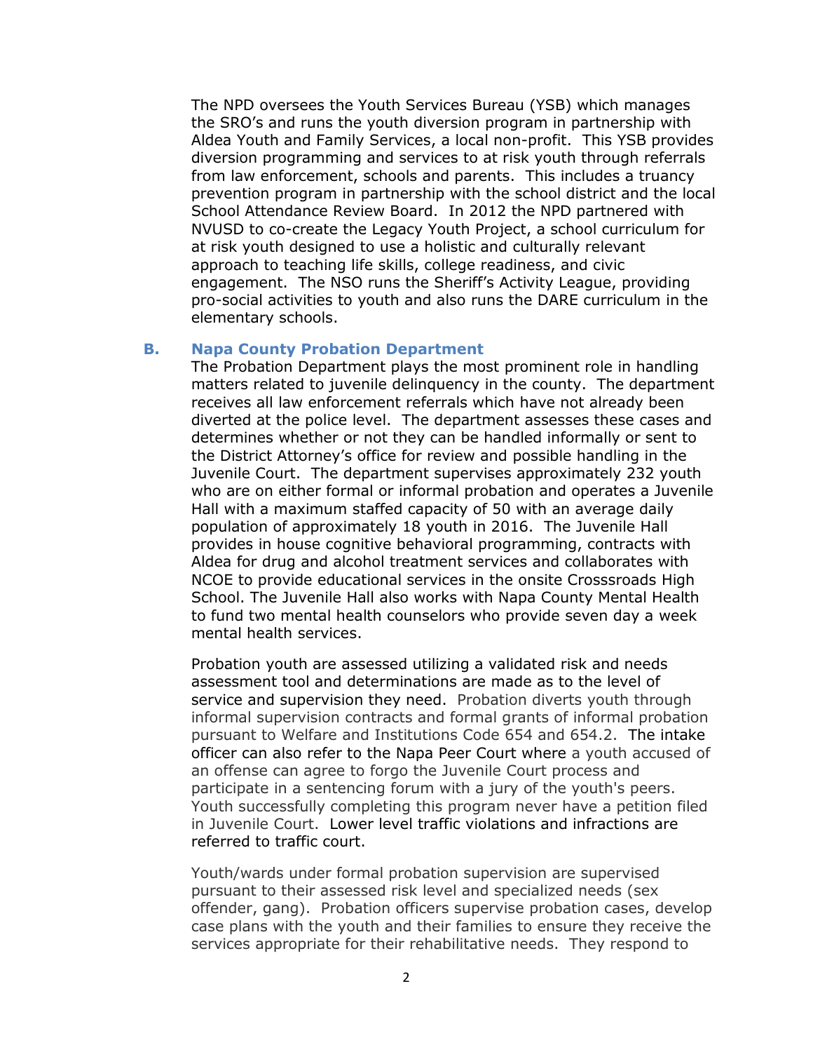The NPD oversees the Youth Services Bureau (YSB) which manages the SRO's and runs the youth diversion program in partnership with Aldea Youth and Family Services, a local non-profit. This YSB provides diversion programming and services to at risk youth through referrals from law enforcement, schools and parents. This includes a truancy prevention program in partnership with the school district and the local School Attendance Review Board. In 2012 the NPD partnered with NVUSD to co-create the Legacy Youth Project, a school curriculum for at risk youth designed to use a holistic and culturally relevant approach to teaching life skills, college readiness, and civic engagement. The NSO runs the Sheriff's Activity League, providing pro-social activities to youth and also runs the DARE curriculum in the elementary schools.

### B. Napa County Probation Department

The Probation Department plays the most prominent role in handling matters related to juvenile delinquency in the county. The department receives all law enforcement referrals which have not already been diverted at the police level. The department assesses these cases and determines whether or not they can be handled informally or sent to the District Attorney's office for review and possible handling in the Juvenile Court. The department supervises approximately 232 youth who are on either formal or informal probation and operates a Juvenile Hall with a maximum staffed capacity of 50 with an average daily population of approximately 18 youth in 2016. The Juvenile Hall provides in house cognitive behavioral programming, contracts with Aldea for drug and alcohol treatment services and collaborates with NCOE to provide educational services in the onsite Crosssroads High School. The Juvenile Hall also works with Napa County Mental Health to fund two mental health counselors who provide seven day a week mental health services.

Probation youth are assessed utilizing a validated risk and needs assessment tool and determinations are made as to the level of service and supervision they need. Probation diverts youth through informal supervision contracts and formal grants of informal probation pursuant to Welfare and Institutions Code 654 and 654.2. The intake officer can also refer to the Napa Peer Court where a youth accused of an offense can agree to forgo the Juvenile Court process and participate in a sentencing forum with a jury of the youth's peers. Youth successfully completing this program never have a petition filed in Juvenile Court. Lower level traffic violations and infractions are referred to traffic court.

Youth/wards under formal probation supervision are supervised pursuant to their assessed risk level and specialized needs (sex offender, gang). Probation officers supervise probation cases, develop case plans with the youth and their families to ensure they receive the services appropriate for their rehabilitative needs. They respond to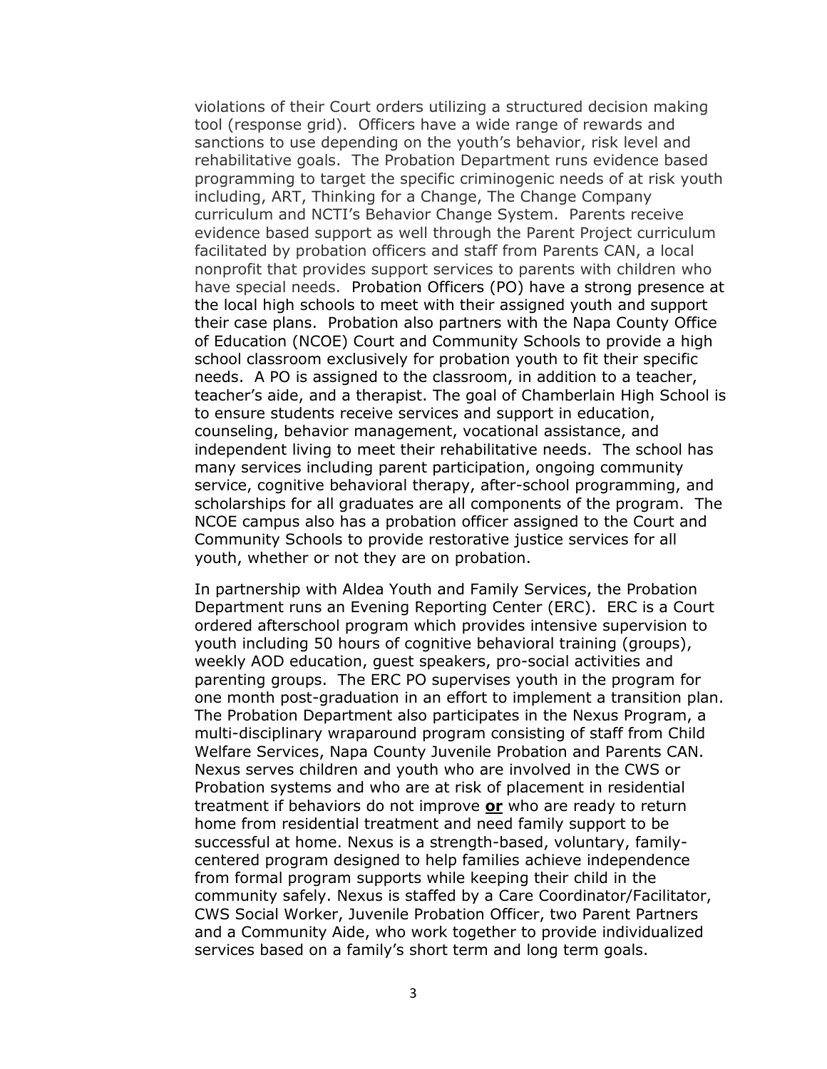violations of their Court orders utilizing a structured decision making tool (response grid). Officers have a wide range of rewards and sanctions to use depending on the youth's behavior, risk level and rehabilitative goals. The Probation Department runs evidence based programming to target the specific criminogenic needs of at risk youth including, ART, Thinking for a Change, The Change Company curriculum and NCTI's Behavior Change System. Parents receive evidence based support as well through the Parent Project curriculum facilitated by probation officers and staff from Parents CAN, a local nonprofit that provides support services to parents with children who have special needs. Probation Officers (PO) have a strong presence at the local high schools to meet with their assigned youth and support their case plans. Probation also partners with the Napa County Office of Education (NCOE) Court and Community Schools to provide a high school classroom exclusively for probation youth to fit their specific needs. A PO is assigned to the classroom, in addition to a teacher, teacher's aide, and a therapist. The goal of Chamberlain High School is to ensure students receive services and support in education, counseling, behavior management, vocational assistance, and independent living to meet their rehabilitative needs. The school has many services including parent participation, ongoing community service, cognitive behavioral therapy, after-school programming, and scholarships for all graduates are all components of the program. The NCOE campus also has a probation officer assigned to the Court and Community Schools to provide restorative justice services for all youth, whether or not they are on probation.

In partnership with Aldea Youth and Family Services, the Probation Department runs an Evening Reporting Center (ERC). ERC is a Court ordered afterschool program which provides intensive supervision to youth including 50 hours of cognitive behavioral training (groups), weekly AOD education, guest speakers, pro-social activities and parenting groups. The ERC PO supervises youth in the program for one month post-graduation in an effort to implement a transition plan. The Probation Department also participates in the Nexus Program, a multi-disciplinary wraparound program consisting of staff from Child Welfare Services, Napa County Juvenile Probation and Parents CAN. Nexus serves children and youth who are involved in the CWS or Probation systems and who are at risk of placement in residential treatment if behaviors do not improve **or** who are ready to return home from residential treatment and need family support to be successful at home. Nexus is a strength-based, voluntary, family-centered program designed to help families achieve independence from formal program supports while keeping their child in the community safely. Nexus is staffed by a Care Coordinator/Facilitator, CWS Social Worker, Juvenile Probation Officer, two Parent Partners and a Community Aide, who work together to provide individualized services based on a family's short term and long term goals.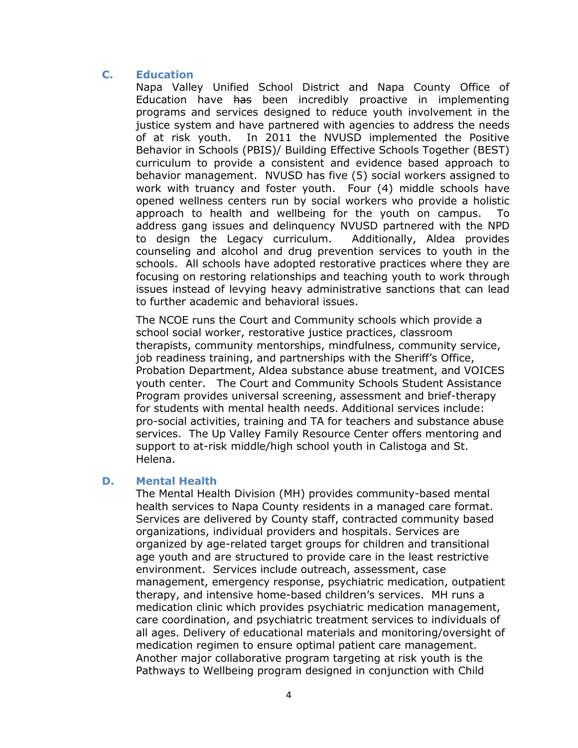### C. Education

Napa Valley Unified School District and Napa County Office of Education have ~~has~~ been incredibly proactive in implementing programs and services designed to reduce youth involvement in the justice system and have partnered with agencies to address the needs of at risk youth. In 2011 the NVUSD implemented the Positive Behavior in Schools (PBIS)/ Building Effective Schools Together (BEST) curriculum to provide a consistent and evidence based approach to behavior management. NVUSD has five (5) social workers assigned to work with truancy and foster youth. Four (4) middle schools have opened wellness centers run by social workers who provide a holistic approach to health and wellbeing for the youth on campus. To address gang issues and delinquency NVUSD partnered with the NPD to design the Legacy curriculum. Additionally, Aldea provides counseling and alcohol and drug prevention services to youth in the schools. All schools have adopted restorative practices where they are focusing on restoring relationships and teaching youth to work through issues instead of levying heavy administrative sanctions that can lead to further academic and behavioral issues.

The NCOE runs the Court and Community schools which provide a school social worker, restorative justice practices, classroom therapists, community mentorships, mindfulness, community service, job readiness training, and partnerships with the Sheriff's Office, Probation Department, Aldea substance abuse treatment, and VOICES youth center. The Court and Community Schools Student Assistance Program provides universal screening, assessment and brief-therapy for students with mental health needs. Additional services include: pro-social activities, training and TA for teachers and substance abuse services. The Up Valley Family Resource Center offers mentoring and support to at-risk middle/high school youth in Calistoga and St. Helena.

### D. Mental Health

The Mental Health Division (MH) provides community-based mental health services to Napa County residents in a managed care format. Services are delivered by County staff, contracted community based organizations, individual providers and hospitals. Services are organized by age-related target groups for children and transitional age youth and are structured to provide care in the least restrictive environment. Services include outreach, assessment, case management, emergency response, psychiatric medication, outpatient therapy, and intensive home-based children's services. MH runs a medication clinic which provides psychiatric medication management, care coordination, and psychiatric treatment services to individuals of all ages. Delivery of educational materials and monitoring/oversight of medication regimen to ensure optimal patient care management. Another major collaborative program targeting at risk youth is the Pathways to Wellbeing program designed in conjunction with Child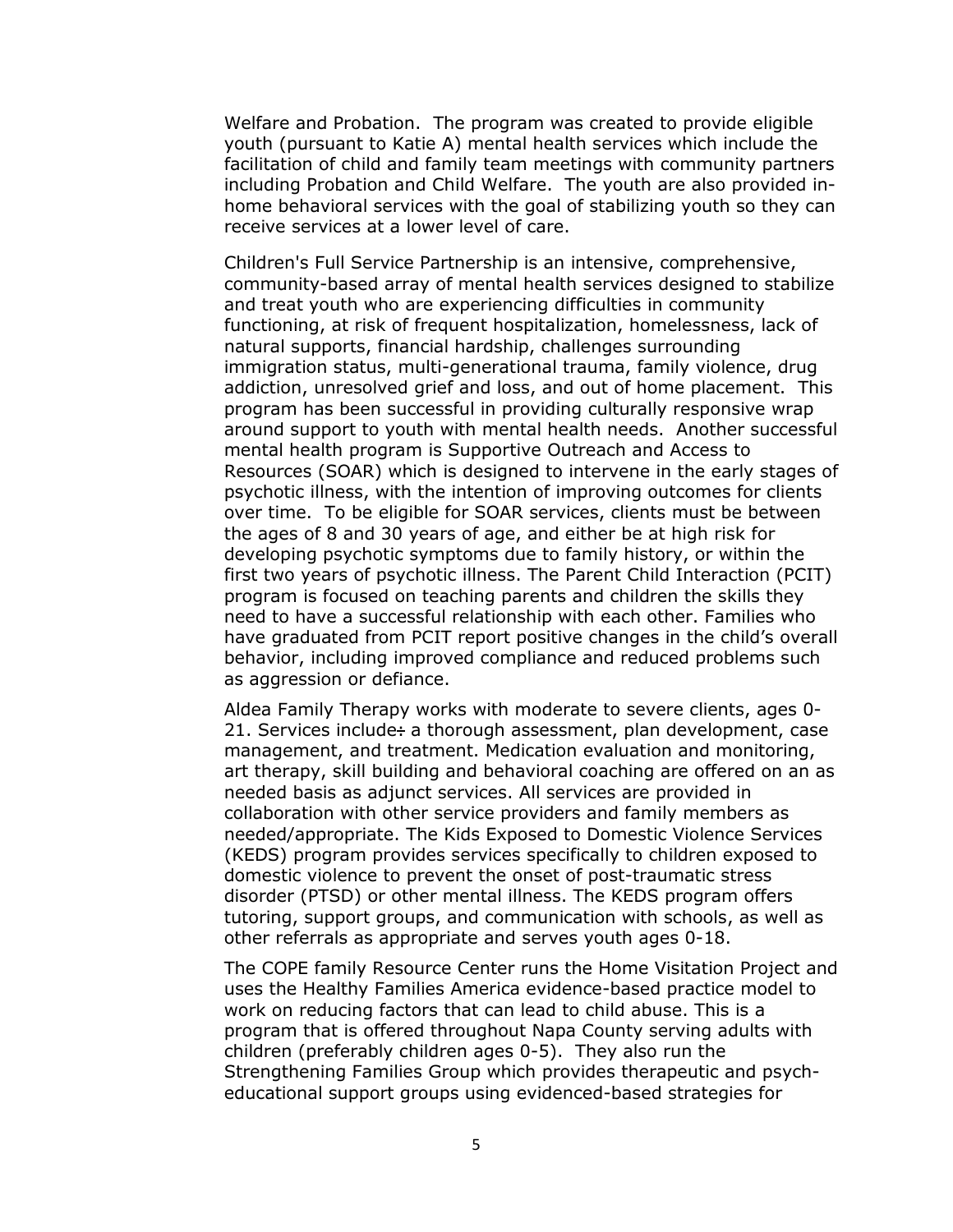Welfare and Probation. The program was created to provide eligible youth (pursuant to Katie A) mental health services which include the facilitation of child and family team meetings with community partners including Probation and Child Welfare. The youth are also provided in-home behavioral services with the goal of stabilizing youth so they can receive services at a lower level of care.

Children's Full Service Partnership is an intensive, comprehensive, community-based array of mental health services designed to stabilize and treat youth who are experiencing difficulties in community functioning, at risk of frequent hospitalization, homelessness, lack of natural supports, financial hardship, challenges surrounding immigration status, multi-generational trauma, family violence, drug addiction, unresolved grief and loss, and out of home placement. This program has been successful in providing culturally responsive wrap around support to youth with mental health needs. Another successful mental health program is Supportive Outreach and Access to Resources (SOAR) which is designed to intervene in the early stages of psychotic illness, with the intention of improving outcomes for clients over time. To be eligible for SOAR services, clients must be between the ages of 8 and 30 years of age, and either be at high risk for developing psychotic symptoms due to family history, or within the first two years of psychotic illness. The Parent Child Interaction (PCIT) program is focused on teaching parents and children the skills they need to have a successful relationship with each other. Families who have graduated from PCIT report positive changes in the child's overall behavior, including improved compliance and reduced problems such as aggression or defiance.

Aldea Family Therapy works with moderate to severe clients, ages 0-21. Services include÷ a thorough assessment, plan development, case management, and treatment. Medication evaluation and monitoring, art therapy, skill building and behavioral coaching are offered on an as needed basis as adjunct services. All services are provided in collaboration with other service providers and family members as needed/appropriate. The Kids Exposed to Domestic Violence Services (KEDS) program provides services specifically to children exposed to domestic violence to prevent the onset of post-traumatic stress disorder (PTSD) or other mental illness. The KEDS program offers tutoring, support groups, and communication with schools, as well as other referrals as appropriate and serves youth ages 0-18.

The COPE family Resource Center runs the Home Visitation Project and uses the Healthy Families America evidence-based practice model to work on reducing factors that can lead to child abuse. This is a program that is offered throughout Napa County serving adults with children (preferably children ages 0-5). They also run the Strengthening Families Group which provides therapeutic and psych-educational support groups using evidenced-based strategies for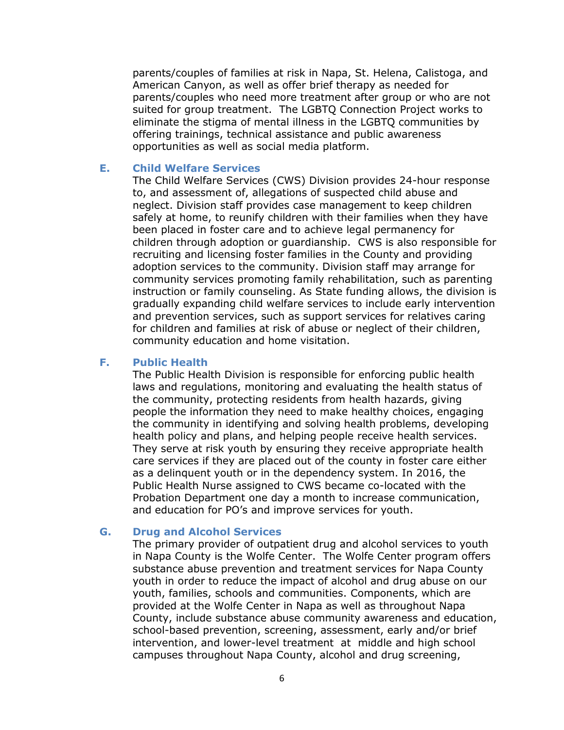parents/couples of families at risk in Napa, St. Helena, Calistoga, and American Canyon, as well as offer brief therapy as needed for parents/couples who need more treatment after group or who are not suited for group treatment. The LGBTQ Connection Project works to eliminate the stigma of mental illness in the LGBTQ communities by offering trainings, technical assistance and public awareness opportunities as well as social media platform.

### E. Child Welfare Services

The Child Welfare Services (CWS) Division provides 24-hour response to, and assessment of, allegations of suspected child abuse and neglect. Division staff provides case management to keep children safely at home, to reunify children with their families when they have been placed in foster care and to achieve legal permanency for children through adoption or guardianship. CWS is also responsible for recruiting and licensing foster families in the County and providing adoption services to the community. Division staff may arrange for community services promoting family rehabilitation, such as parenting instruction or family counseling. As State funding allows, the division is gradually expanding child welfare services to include early intervention and prevention services, such as support services for relatives caring for children and families at risk of abuse or neglect of their children, community education and home visitation.

### F. Public Health

The Public Health Division is responsible for enforcing public health laws and regulations, monitoring and evaluating the health status of the community, protecting residents from health hazards, giving people the information they need to make healthy choices, engaging the community in identifying and solving health problems, developing health policy and plans, and helping people receive health services. They serve at risk youth by ensuring they receive appropriate health care services if they are placed out of the county in foster care either as a delinquent youth or in the dependency system. In 2016, the Public Health Nurse assigned to CWS became co-located with the Probation Department one day a month to increase communication, and education for PO's and improve services for youth.

### G. Drug and Alcohol Services

The primary provider of outpatient drug and alcohol services to youth in Napa County is the Wolfe Center. The Wolfe Center program offers substance abuse prevention and treatment services for Napa County youth in order to reduce the impact of alcohol and drug abuse on our youth, families, schools and communities. Components, which are provided at the Wolfe Center in Napa as well as throughout Napa County, include substance abuse community awareness and education, school-based prevention, screening, assessment, early and/or brief intervention, and lower-level treatment at middle and high school campuses throughout Napa County, alcohol and drug screening,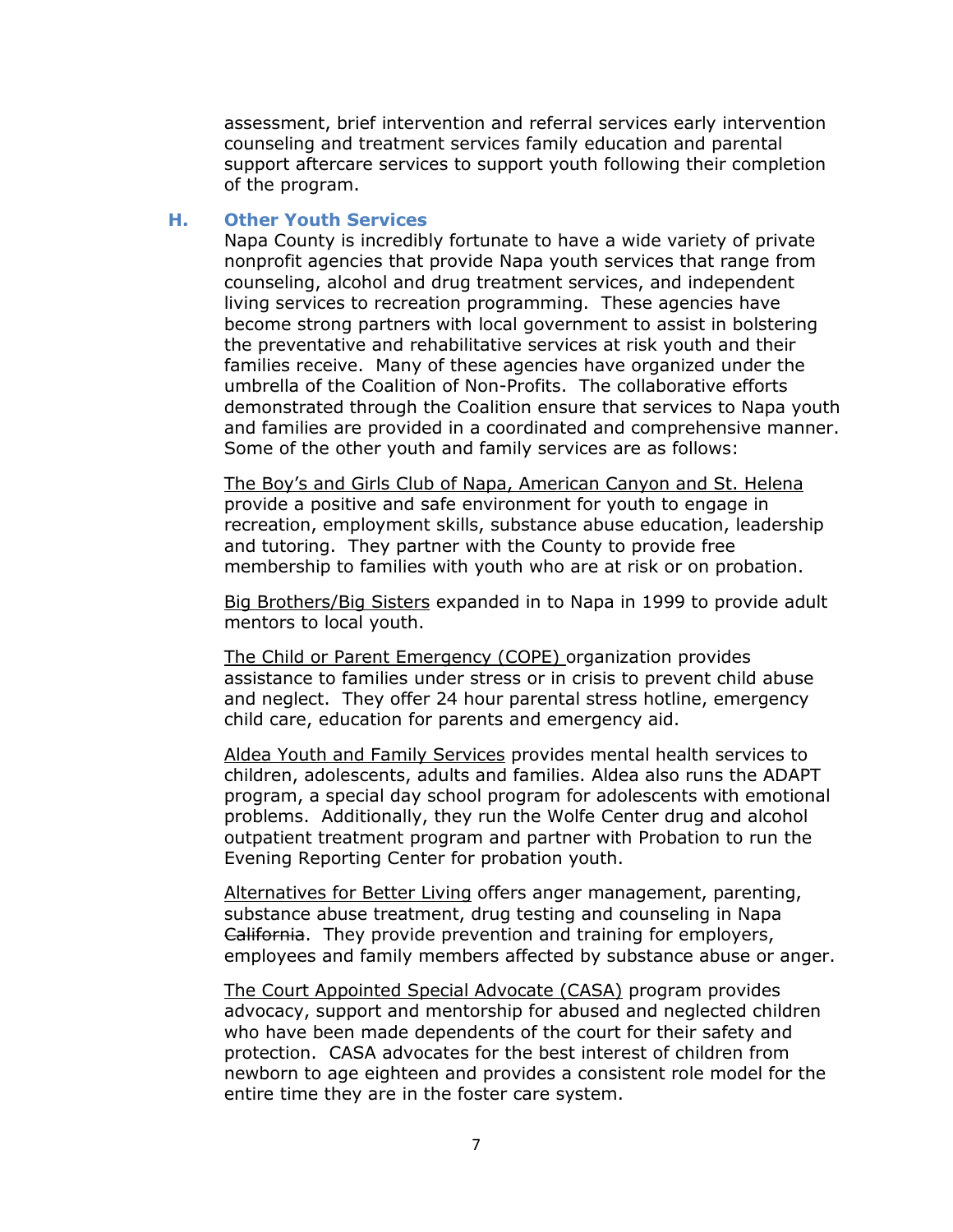assessment, brief intervention and referral services early intervention counseling and treatment services family education and parental support aftercare services to support youth following their completion of the program.

### H. Other Youth Services

Napa County is incredibly fortunate to have a wide variety of private nonprofit agencies that provide Napa youth services that range from counseling, alcohol and drug treatment services, and independent living services to recreation programming. These agencies have become strong partners with local government to assist in bolstering the preventative and rehabilitative services at risk youth and their families receive. Many of these agencies have organized under the umbrella of the Coalition of Non-Profits. The collaborative efforts demonstrated through the Coalition ensure that services to Napa youth and families are provided in a coordinated and comprehensive manner. Some of the other youth and family services are as follows:

<u>The Boy's and Girls Club of Napa, American Canyon and St. Helena</u> provide a positive and safe environment for youth to engage in recreation, employment skills, substance abuse education, leadership and tutoring. They partner with the County to provide free membership to families with youth who are at risk or on probation.

<u>Big Brothers/Big Sisters</u> expanded in to Napa in 1999 to provide adult mentors to local youth.

<u>The Child or Parent Emergency (COPE)</u> organization provides assistance to families under stress or in crisis to prevent child abuse and neglect. They offer 24 hour parental stress hotline, emergency child care, education for parents and emergency aid.

<u>Aldea Youth and Family Services</u> provides mental health services to children, adolescents, adults and families. Aldea also runs the ADAPT program, a special day school program for adolescents with emotional problems. Additionally, they run the Wolfe Center drug and alcohol outpatient treatment program and partner with Probation to run the Evening Reporting Center for probation youth.

<u>Alternatives for Better Living</u> offers anger management, parenting, substance abuse treatment, drug testing and counseling in Napa ~~California~~. They provide prevention and training for employers, employees and family members affected by substance abuse or anger.

<u>The Court Appointed Special Advocate (CASA)</u> program provides advocacy, support and mentorship for abused and neglected children who have been made dependents of the court for their safety and protection. CASA advocates for the best interest of children from newborn to age eighteen and provides a consistent role model for the entire time they are in the foster care system.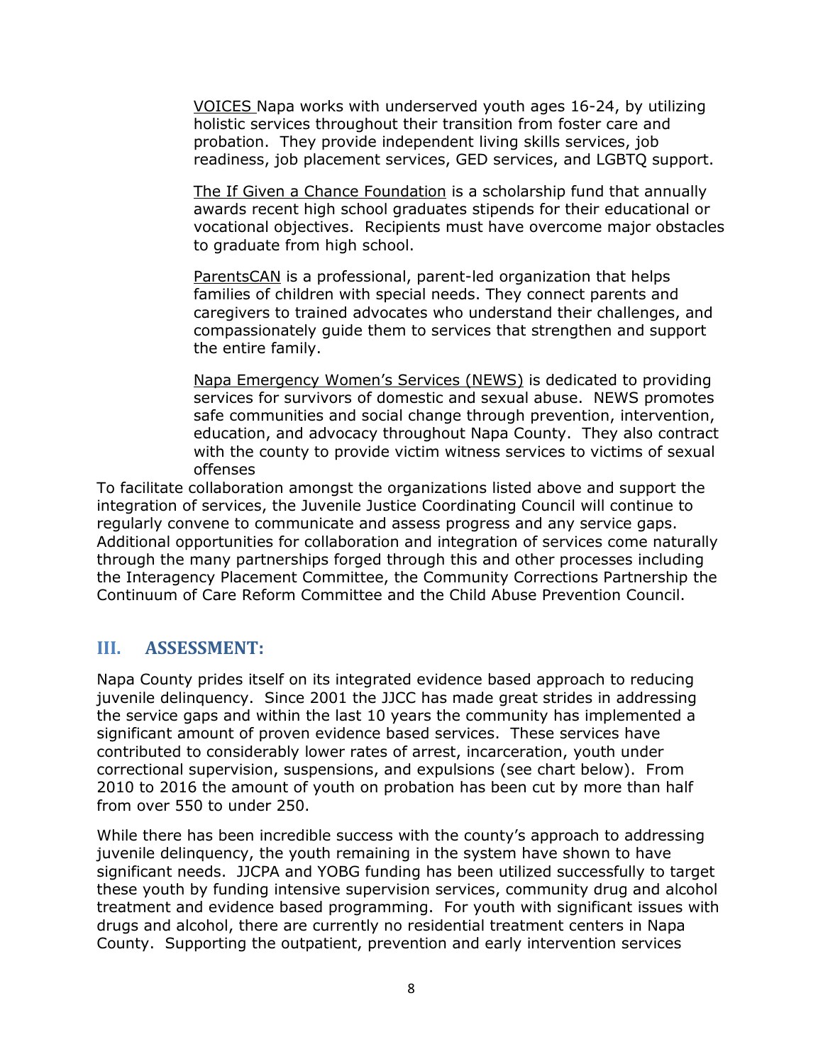VOICES Napa works with underserved youth ages 16-24, by utilizing holistic services throughout their transition from foster care and probation. They provide independent living skills services, job readiness, job placement services, GED services, and LGBTQ support.

The If Given a Chance Foundation is a scholarship fund that annually awards recent high school graduates stipends for their educational or vocational objectives. Recipients must have overcome major obstacles to graduate from high school.

ParentsCAN is a professional, parent-led organization that helps families of children with special needs. They connect parents and caregivers to trained advocates who understand their challenges, and compassionately guide them to services that strengthen and support the entire family.

Napa Emergency Women's Services (NEWS) is dedicated to providing services for survivors of domestic and sexual abuse. NEWS promotes safe communities and social change through prevention, intervention, education, and advocacy throughout Napa County. They also contract with the county to provide victim witness services to victims of sexual offenses

To facilitate collaboration amongst the organizations listed above and support the integration of services, the Juvenile Justice Coordinating Council will continue to regularly convene to communicate and assess progress and any service gaps. Additional opportunities for collaboration and integration of services come naturally through the many partnerships forged through this and other processes including the Interagency Placement Committee, the Community Corrections Partnership the Continuum of Care Reform Committee and the Child Abuse Prevention Council.

## III. ASSESSMENT:

Napa County prides itself on its integrated evidence based approach to reducing juvenile delinquency. Since 2001 the JJCC has made great strides in addressing the service gaps and within the last 10 years the community has implemented a significant amount of proven evidence based services. These services have contributed to considerably lower rates of arrest, incarceration, youth under correctional supervision, suspensions, and expulsions (see chart below). From 2010 to 2016 the amount of youth on probation has been cut by more than half from over 550 to under 250.

While there has been incredible success with the county's approach to addressing juvenile delinquency, the youth remaining in the system have shown to have significant needs. JJCPA and YOBG funding has been utilized successfully to target these youth by funding intensive supervision services, community drug and alcohol treatment and evidence based programming. For youth with significant issues with drugs and alcohol, there are currently no residential treatment centers in Napa County. Supporting the outpatient, prevention and early intervention services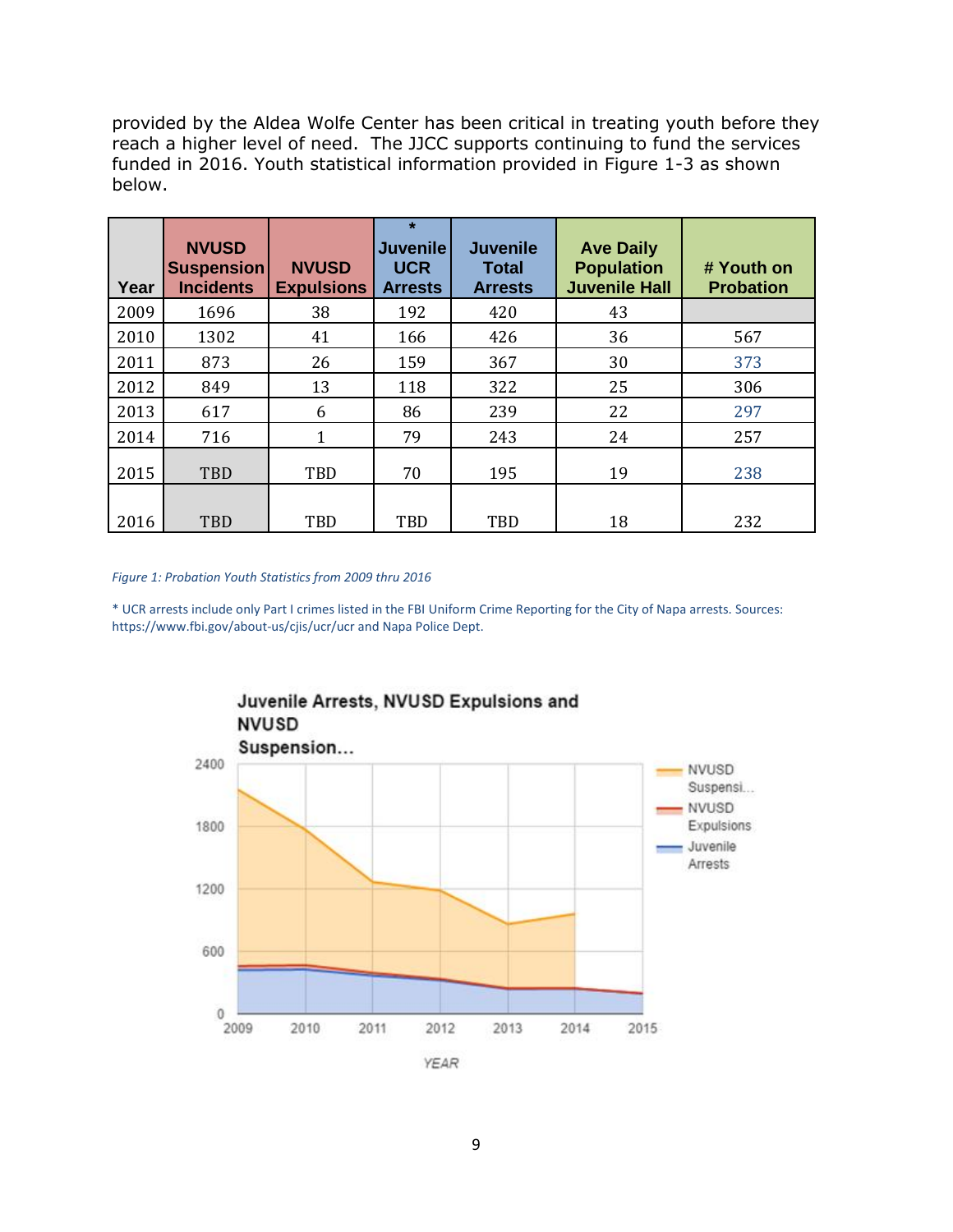provided by the Aldea Wolfe Center has been critical in treating youth before they reach a higher level of need. The JJCC supports continuing to fund the services funded in 2016. Youth statistical information provided in Figure 1-3 as shown below.

| Year | NVUSD Suspension Incidents | NVUSD Expulsions | * Juvenile UCR Arrests | Juvenile Total Arrests | Ave Daily Population Juvenile Hall | # Youth on Probation |
|---|---|---|---|---|---|---|
| 2009 | 1696 | 38 | 192 | 420 | 43 | |
| 2010 | 1302 | 41 | 166 | 426 | 36 | 567 |
| 2011 | 873 | 26 | 159 | 367 | 30 | 373 |
| 2012 | 849 | 13 | 118 | 322 | 25 | 306 |
| 2013 | 617 | 6 | 86 | 239 | 22 | 297 |
| 2014 | 716 | 1 | 79 | 243 | 24 | 257 |
| 2015 | TBD | TBD | 70 | 195 | 19 | 238 |
| 2016 | TBD | TBD | TBD | TBD | 18 | 232 |

*Figure 1: Probation Youth Statistics from 2009 thru 2016*

\* UCR arrests include only Part I crimes listed in the FBI Uniform Crime Reporting for the City of Napa arrests. Sources: https://www.fbi.gov/about-us/cjis/ucr/ucr and Napa Police Dept.

**Juvenile Arrests, NVUSD Expulsions and NVUSD Suspension...**

| YEAR | NVUSD Suspensi... | NVUSD Expulsions | Juvenile Arrests |
|---|---|---|---|
| 2009 | | | |
| 2010 | | | |
| 2011 | | | |
| 2012 | | | |
| 2013 | | | |
| 2014 | | | |
| 2015 | | | |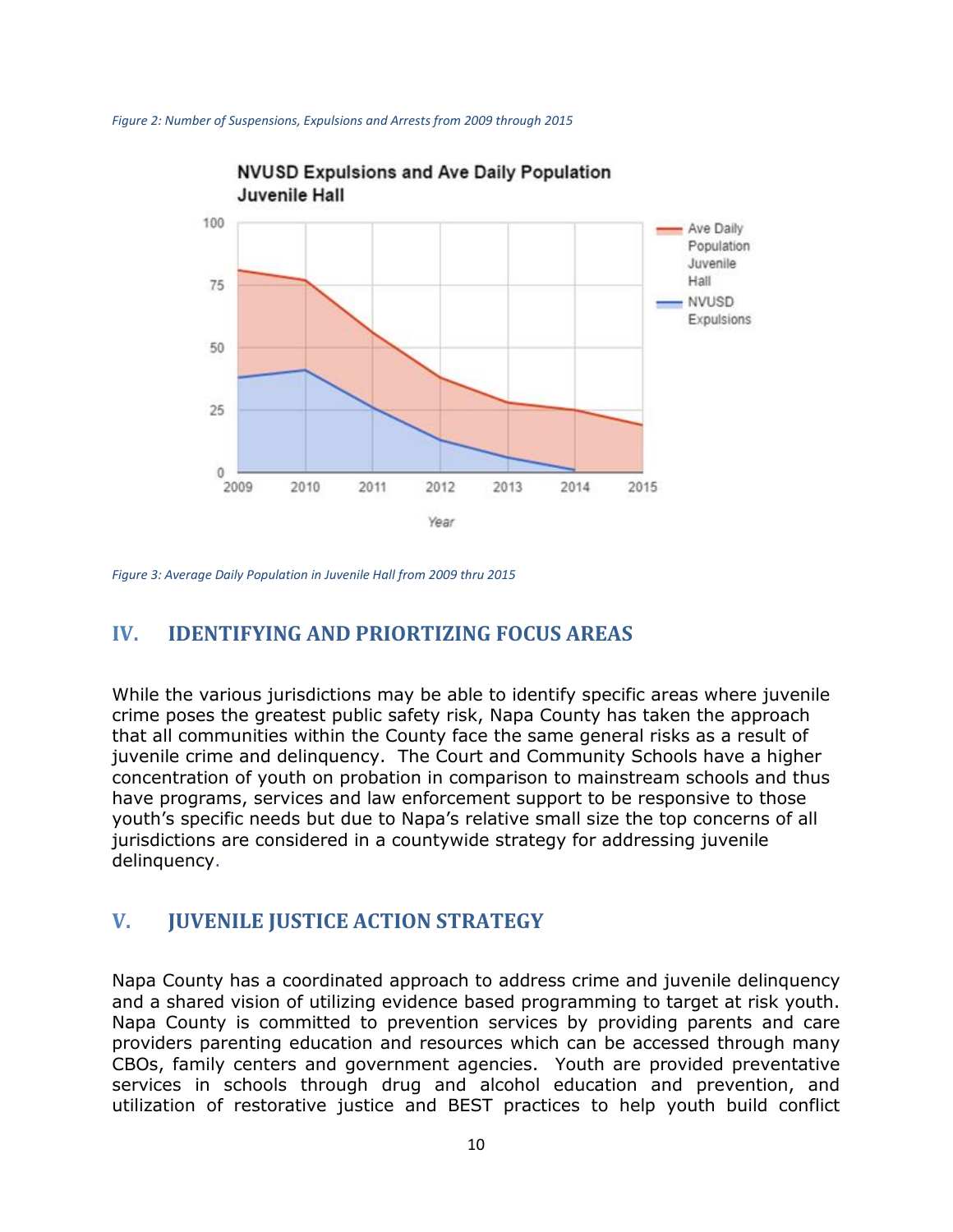*Figure 2: Number of Suspensions, Expulsions and Arrests from 2009 through 2015*

*Figure 3: Average Daily Population in Juvenile Hall from 2009 thru 2015*

## IV. IDENTIFYING AND PRIORTIZING FOCUS AREAS

While the various jurisdictions may be able to identify specific areas where juvenile crime poses the greatest public safety risk, Napa County has taken the approach that all communities within the County face the same general risks as a result of juvenile crime and delinquency. The Court and Community Schools have a higher concentration of youth on probation in comparison to mainstream schools and thus have programs, services and law enforcement support to be responsive to those youth's specific needs but due to Napa's relative small size the top concerns of all jurisdictions are considered in a countywide strategy for addressing juvenile delinquency.

## V. JUVENILE JUSTICE ACTION STRATEGY

Napa County has a coordinated approach to address crime and juvenile delinquency and a shared vision of utilizing evidence based programming to target at risk youth. Napa County is committed to prevention services by providing parents and care providers parenting education and resources which can be accessed through many CBOs, family centers and government agencies. Youth are provided preventative services in schools through drug and alcohol education and prevention, and utilization of restorative justice and BEST practices to help youth build conflict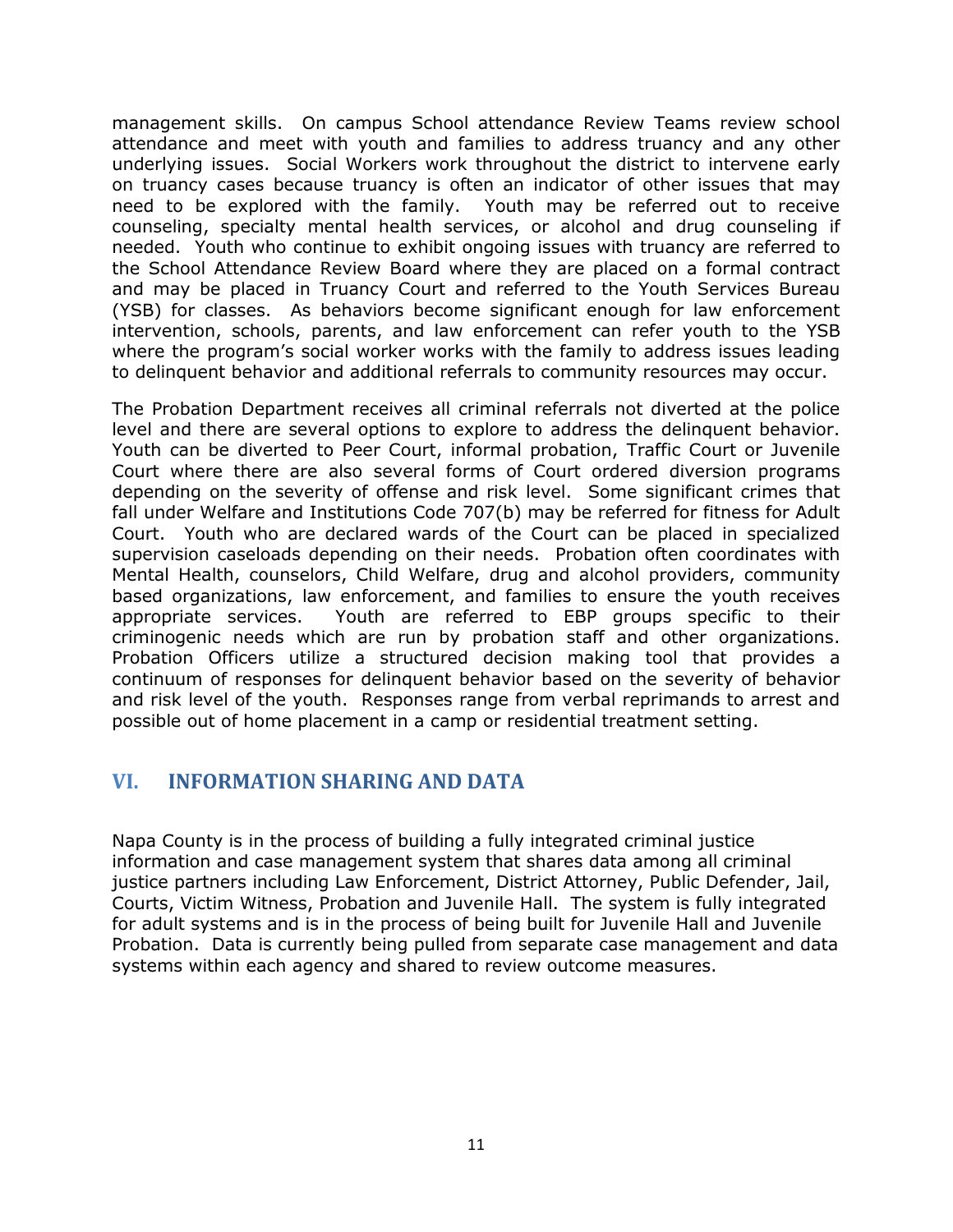management skills. On campus School attendance Review Teams review school attendance and meet with youth and families to address truancy and any other underlying issues. Social Workers work throughout the district to intervene early on truancy cases because truancy is often an indicator of other issues that may need to be explored with the family. Youth may be referred out to receive counseling, specialty mental health services, or alcohol and drug counseling if needed. Youth who continue to exhibit ongoing issues with truancy are referred to the School Attendance Review Board where they are placed on a formal contract and may be placed in Truancy Court and referred to the Youth Services Bureau (YSB) for classes. As behaviors become significant enough for law enforcement intervention, schools, parents, and law enforcement can refer youth to the YSB where the program's social worker works with the family to address issues leading to delinquent behavior and additional referrals to community resources may occur.

The Probation Department receives all criminal referrals not diverted at the police level and there are several options to explore to address the delinquent behavior. Youth can be diverted to Peer Court, informal probation, Traffic Court or Juvenile Court where there are also several forms of Court ordered diversion programs depending on the severity of offense and risk level. Some significant crimes that fall under Welfare and Institutions Code 707(b) may be referred for fitness for Adult Court. Youth who are declared wards of the Court can be placed in specialized supervision caseloads depending on their needs. Probation often coordinates with Mental Health, counselors, Child Welfare, drug and alcohol providers, community based organizations, law enforcement, and families to ensure the youth receives appropriate services. Youth are referred to EBP groups specific to their criminogenic needs which are run by probation staff and other organizations. Probation Officers utilize a structured decision making tool that provides a continuum of responses for delinquent behavior based on the severity of behavior and risk level of the youth. Responses range from verbal reprimands to arrest and possible out of home placement in a camp or residential treatment setting.

## VI. INFORMATION SHARING AND DATA

Napa County is in the process of building a fully integrated criminal justice information and case management system that shares data among all criminal justice partners including Law Enforcement, District Attorney, Public Defender, Jail, Courts, Victim Witness, Probation and Juvenile Hall. The system is fully integrated for adult systems and is in the process of being built for Juvenile Hall and Juvenile Probation. Data is currently being pulled from separate case management and data systems within each agency and shared to review outcome measures.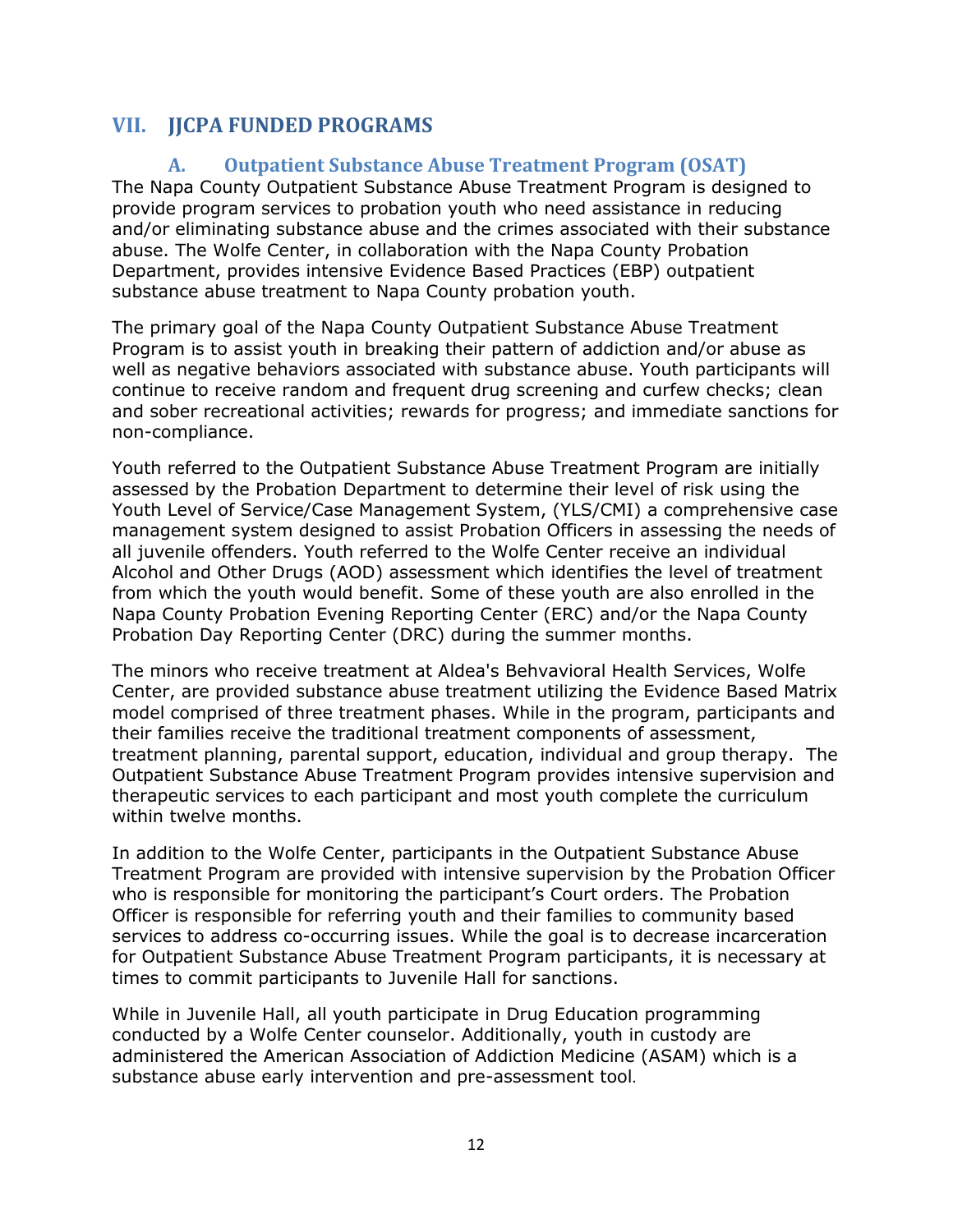## VII. JJCPA FUNDED PROGRAMS

### A. Outpatient Substance Abuse Treatment Program (OSAT)

The Napa County Outpatient Substance Abuse Treatment Program is designed to provide program services to probation youth who need assistance in reducing and/or eliminating substance abuse and the crimes associated with their substance abuse. The Wolfe Center, in collaboration with the Napa County Probation Department, provides intensive Evidence Based Practices (EBP) outpatient substance abuse treatment to Napa County probation youth.

The primary goal of the Napa County Outpatient Substance Abuse Treatment Program is to assist youth in breaking their pattern of addiction and/or abuse as well as negative behaviors associated with substance abuse. Youth participants will continue to receive random and frequent drug screening and curfew checks; clean and sober recreational activities; rewards for progress; and immediate sanctions for non-compliance.

Youth referred to the Outpatient Substance Abuse Treatment Program are initially assessed by the Probation Department to determine their level of risk using the Youth Level of Service/Case Management System, (YLS/CMI) a comprehensive case management system designed to assist Probation Officers in assessing the needs of all juvenile offenders. Youth referred to the Wolfe Center receive an individual Alcohol and Other Drugs (AOD) assessment which identifies the level of treatment from which the youth would benefit. Some of these youth are also enrolled in the Napa County Probation Evening Reporting Center (ERC) and/or the Napa County Probation Day Reporting Center (DRC) during the summer months.

The minors who receive treatment at Aldea's Behvavioral Health Services, Wolfe Center, are provided substance abuse treatment utilizing the Evidence Based Matrix model comprised of three treatment phases. While in the program, participants and their families receive the traditional treatment components of assessment, treatment planning, parental support, education, individual and group therapy. The Outpatient Substance Abuse Treatment Program provides intensive supervision and therapeutic services to each participant and most youth complete the curriculum within twelve months.

In addition to the Wolfe Center, participants in the Outpatient Substance Abuse Treatment Program are provided with intensive supervision by the Probation Officer who is responsible for monitoring the participant's Court orders. The Probation Officer is responsible for referring youth and their families to community based services to address co-occurring issues. While the goal is to decrease incarceration for Outpatient Substance Abuse Treatment Program participants, it is necessary at times to commit participants to Juvenile Hall for sanctions.

While in Juvenile Hall, all youth participate in Drug Education programming conducted by a Wolfe Center counselor. Additionally, youth in custody are administered the American Association of Addiction Medicine (ASAM) which is a substance abuse early intervention and pre-assessment tool.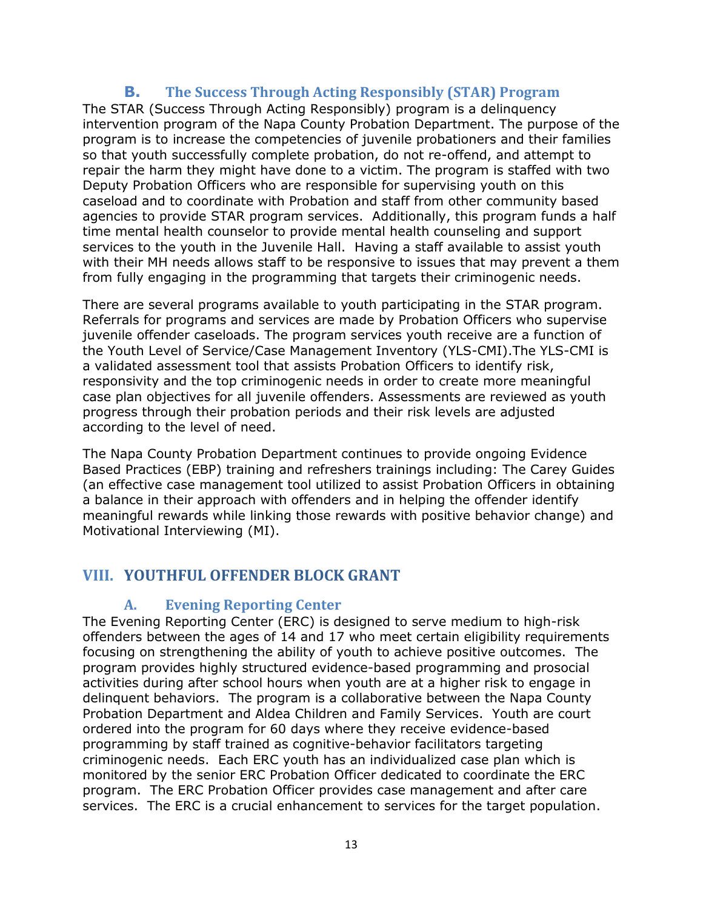### B. The Success Through Acting Responsibly (STAR) Program

The STAR (Success Through Acting Responsibly) program is a delinquency intervention program of the Napa County Probation Department. The purpose of the program is to increase the competencies of juvenile probationers and their families so that youth successfully complete probation, do not re-offend, and attempt to repair the harm they might have done to a victim. The program is staffed with two Deputy Probation Officers who are responsible for supervising youth on this caseload and to coordinate with Probation and staff from other community based agencies to provide STAR program services. Additionally, this program funds a half time mental health counselor to provide mental health counseling and support services to the youth in the Juvenile Hall. Having a staff available to assist youth with their MH needs allows staff to be responsive to issues that may prevent a them from fully engaging in the programming that targets their criminogenic needs.

There are several programs available to youth participating in the STAR program. Referrals for programs and services are made by Probation Officers who supervise juvenile offender caseloads. The program services youth receive are a function of the Youth Level of Service/Case Management Inventory (YLS-CMI).The YLS-CMI is a validated assessment tool that assists Probation Officers to identify risk, responsivity and the top criminogenic needs in order to create more meaningful case plan objectives for all juvenile offenders. Assessments are reviewed as youth progress through their probation periods and their risk levels are adjusted according to the level of need.

The Napa County Probation Department continues to provide ongoing Evidence Based Practices (EBP) training and refreshers trainings including: The Carey Guides (an effective case management tool utilized to assist Probation Officers in obtaining a balance in their approach with offenders and in helping the offender identify meaningful rewards while linking those rewards with positive behavior change) and Motivational Interviewing (MI).

## VIII. YOUTHFUL OFFENDER BLOCK GRANT

### A. Evening Reporting Center

The Evening Reporting Center (ERC) is designed to serve medium to high-risk offenders between the ages of 14 and 17 who meet certain eligibility requirements focusing on strengthening the ability of youth to achieve positive outcomes. The program provides highly structured evidence-based programming and prosocial activities during after school hours when youth are at a higher risk to engage in delinquent behaviors. The program is a collaborative between the Napa County Probation Department and Aldea Children and Family Services. Youth are court ordered into the program for 60 days where they receive evidence-based programming by staff trained as cognitive-behavior facilitators targeting criminogenic needs. Each ERC youth has an individualized case plan which is monitored by the senior ERC Probation Officer dedicated to coordinate the ERC program. The ERC Probation Officer provides case management and after care services. The ERC is a crucial enhancement to services for the target population.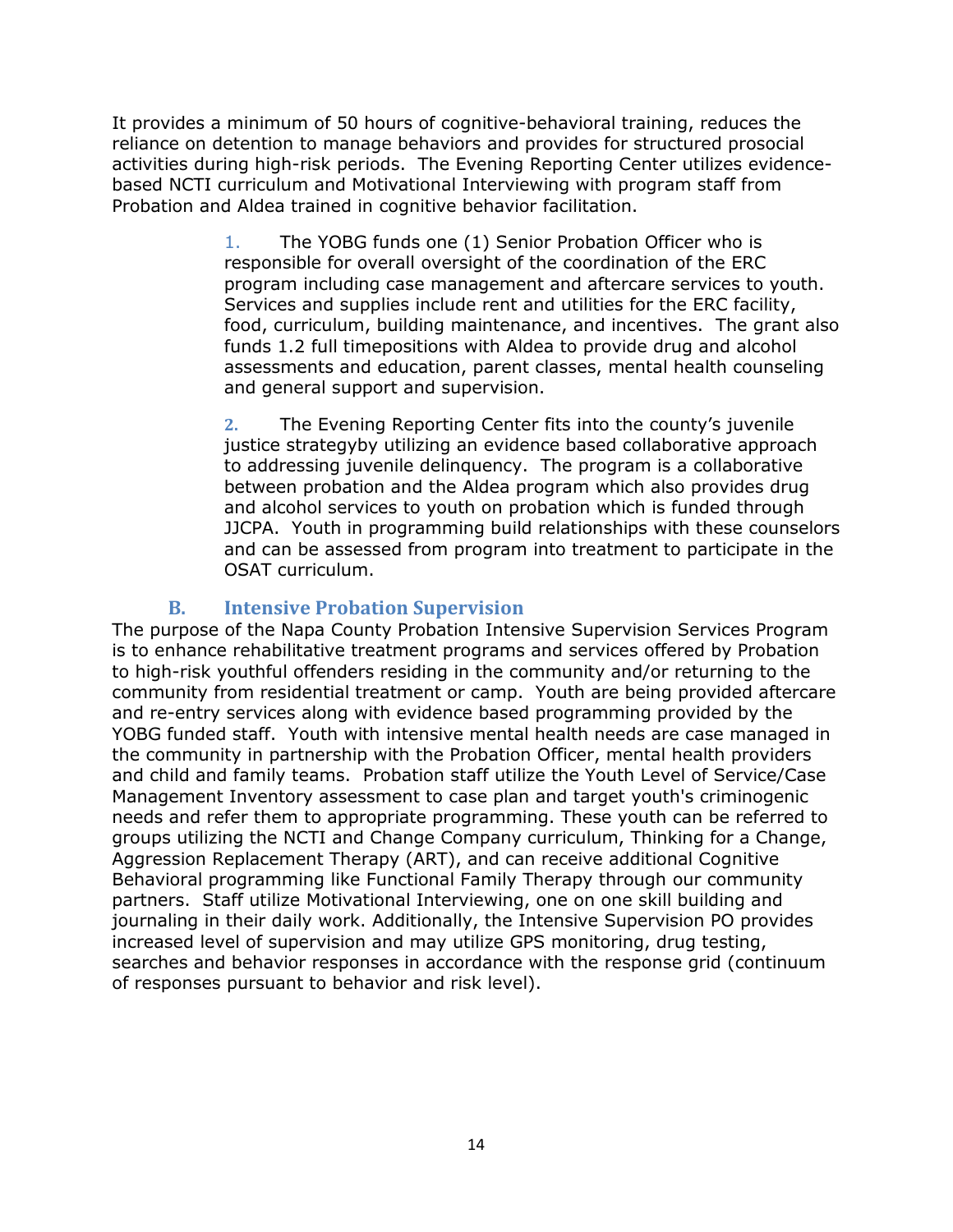It provides a minimum of 50 hours of cognitive-behavioral training, reduces the reliance on detention to manage behaviors and provides for structured prosocial activities during high-risk periods. The Evening Reporting Center utilizes evidence-based NCTI curriculum and Motivational Interviewing with program staff from Probation and Aldea trained in cognitive behavior facilitation.

1. The YOBG funds one (1) Senior Probation Officer who is responsible for overall oversight of the coordination of the ERC program including case management and aftercare services to youth. Services and supplies include rent and utilities for the ERC facility, food, curriculum, building maintenance, and incentives. The grant also funds 1.2 full timepositions with Aldea to provide drug and alcohol assessments and education, parent classes, mental health counseling and general support and supervision.

2. The Evening Reporting Center fits into the county's juvenile justice strategyby utilizing an evidence based collaborative approach to addressing juvenile delinquency. The program is a collaborative between probation and the Aldea program which also provides drug and alcohol services to youth on probation which is funded through JJCPA. Youth in programming build relationships with these counselors and can be assessed from program into treatment to participate in the OSAT curriculum.

## B. Intensive Probation Supervision

The purpose of the Napa County Probation Intensive Supervision Services Program is to enhance rehabilitative treatment programs and services offered by Probation to high-risk youthful offenders residing in the community and/or returning to the community from residential treatment or camp. Youth are being provided aftercare and re-entry services along with evidence based programming provided by the YOBG funded staff. Youth with intensive mental health needs are case managed in the community in partnership with the Probation Officer, mental health providers and child and family teams. Probation staff utilize the Youth Level of Service/Case Management Inventory assessment to case plan and target youth's criminogenic needs and refer them to appropriate programming. These youth can be referred to groups utilizing the NCTI and Change Company curriculum, Thinking for a Change, Aggression Replacement Therapy (ART), and can receive additional Cognitive Behavioral programming like Functional Family Therapy through our community partners. Staff utilize Motivational Interviewing, one on one skill building and journaling in their daily work. Additionally, the Intensive Supervision PO provides increased level of supervision and may utilize GPS monitoring, drug testing, searches and behavior responses in accordance with the response grid (continuum of responses pursuant to behavior and risk level).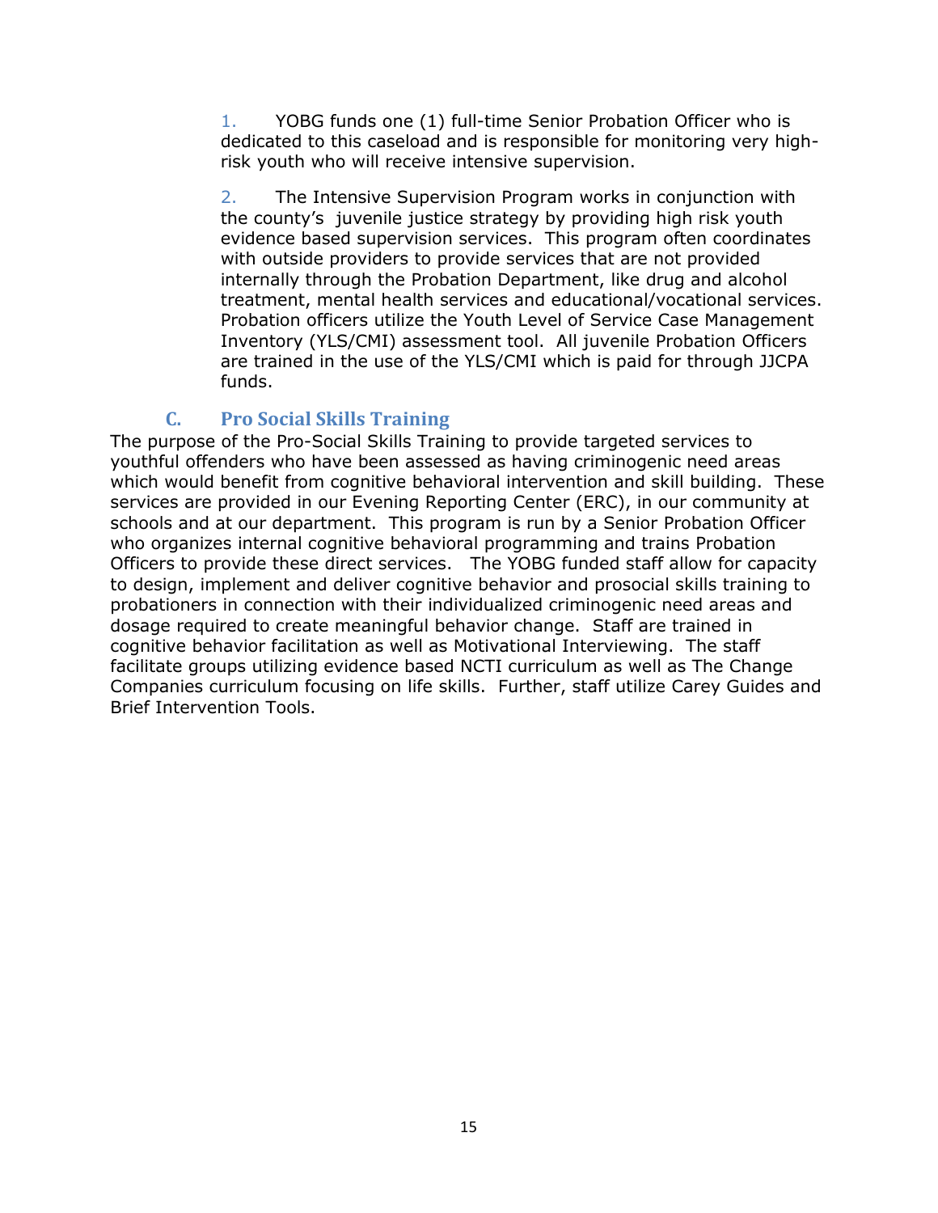1. YOBG funds one (1) full-time Senior Probation Officer who is dedicated to this caseload and is responsible for monitoring very high-risk youth who will receive intensive supervision.

2. The Intensive Supervision Program works in conjunction with the county's juvenile justice strategy by providing high risk youth evidence based supervision services. This program often coordinates with outside providers to provide services that are not provided internally through the Probation Department, like drug and alcohol treatment, mental health services and educational/vocational services. Probation officers utilize the Youth Level of Service Case Management Inventory (YLS/CMI) assessment tool. All juvenile Probation Officers are trained in the use of the YLS/CMI which is paid for through JJCPA funds.

### C. Pro Social Skills Training

The purpose of the Pro-Social Skills Training to provide targeted services to youthful offenders who have been assessed as having criminogenic need areas which would benefit from cognitive behavioral intervention and skill building. These services are provided in our Evening Reporting Center (ERC), in our community at schools and at our department. This program is run by a Senior Probation Officer who organizes internal cognitive behavioral programming and trains Probation Officers to provide these direct services. The YOBG funded staff allow for capacity to design, implement and deliver cognitive behavior and prosocial skills training to probationers in connection with their individualized criminogenic need areas and dosage required to create meaningful behavior change. Staff are trained in cognitive behavior facilitation as well as Motivational Interviewing. The staff facilitate groups utilizing evidence based NCTI curriculum as well as The Change Companies curriculum focusing on life skills. Further, staff utilize Carey Guides and Brief Intervention Tools.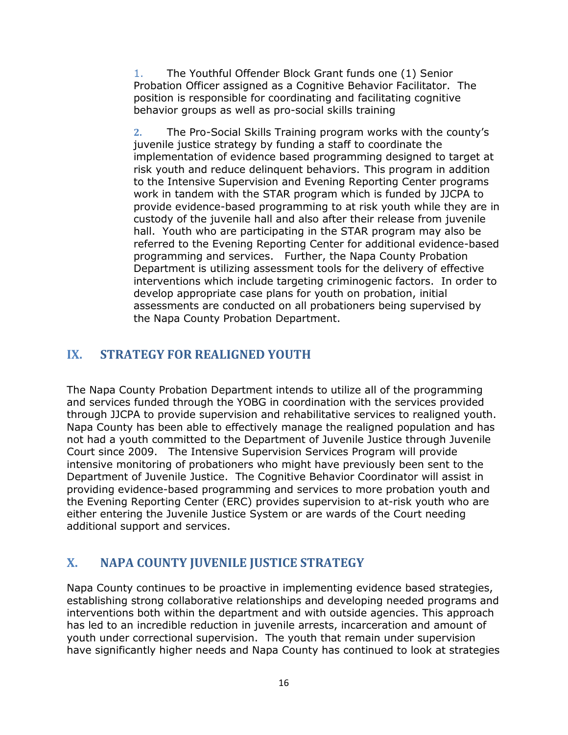1. The Youthful Offender Block Grant funds one (1) Senior Probation Officer assigned as a Cognitive Behavior Facilitator. The position is responsible for coordinating and facilitating cognitive behavior groups as well as pro-social skills training

2. The Pro-Social Skills Training program works with the county's juvenile justice strategy by funding a staff to coordinate the implementation of evidence based programming designed to target at risk youth and reduce delinquent behaviors. This program in addition to the Intensive Supervision and Evening Reporting Center programs work in tandem with the STAR program which is funded by JJCPA to provide evidence-based programming to at risk youth while they are in custody of the juvenile hall and also after their release from juvenile hall. Youth who are participating in the STAR program may also be referred to the Evening Reporting Center for additional evidence-based programming and services. Further, the Napa County Probation Department is utilizing assessment tools for the delivery of effective interventions which include targeting criminogenic factors. In order to develop appropriate case plans for youth on probation, initial assessments are conducted on all probationers being supervised by the Napa County Probation Department.

## IX. STRATEGY FOR REALIGNED YOUTH

The Napa County Probation Department intends to utilize all of the programming and services funded through the YOBG in coordination with the services provided through JJCPA to provide supervision and rehabilitative services to realigned youth. Napa County has been able to effectively manage the realigned population and has not had a youth committed to the Department of Juvenile Justice through Juvenile Court since 2009. The Intensive Supervision Services Program will provide intensive monitoring of probationers who might have previously been sent to the Department of Juvenile Justice. The Cognitive Behavior Coordinator will assist in providing evidence-based programming and services to more probation youth and the Evening Reporting Center (ERC) provides supervision to at-risk youth who are either entering the Juvenile Justice System or are wards of the Court needing additional support and services.

## X. NAPA COUNTY JUVENILE JUSTICE STRATEGY

Napa County continues to be proactive in implementing evidence based strategies, establishing strong collaborative relationships and developing needed programs and interventions both within the department and with outside agencies. This approach has led to an incredible reduction in juvenile arrests, incarceration and amount of youth under correctional supervision. The youth that remain under supervision have significantly higher needs and Napa County has continued to look at strategies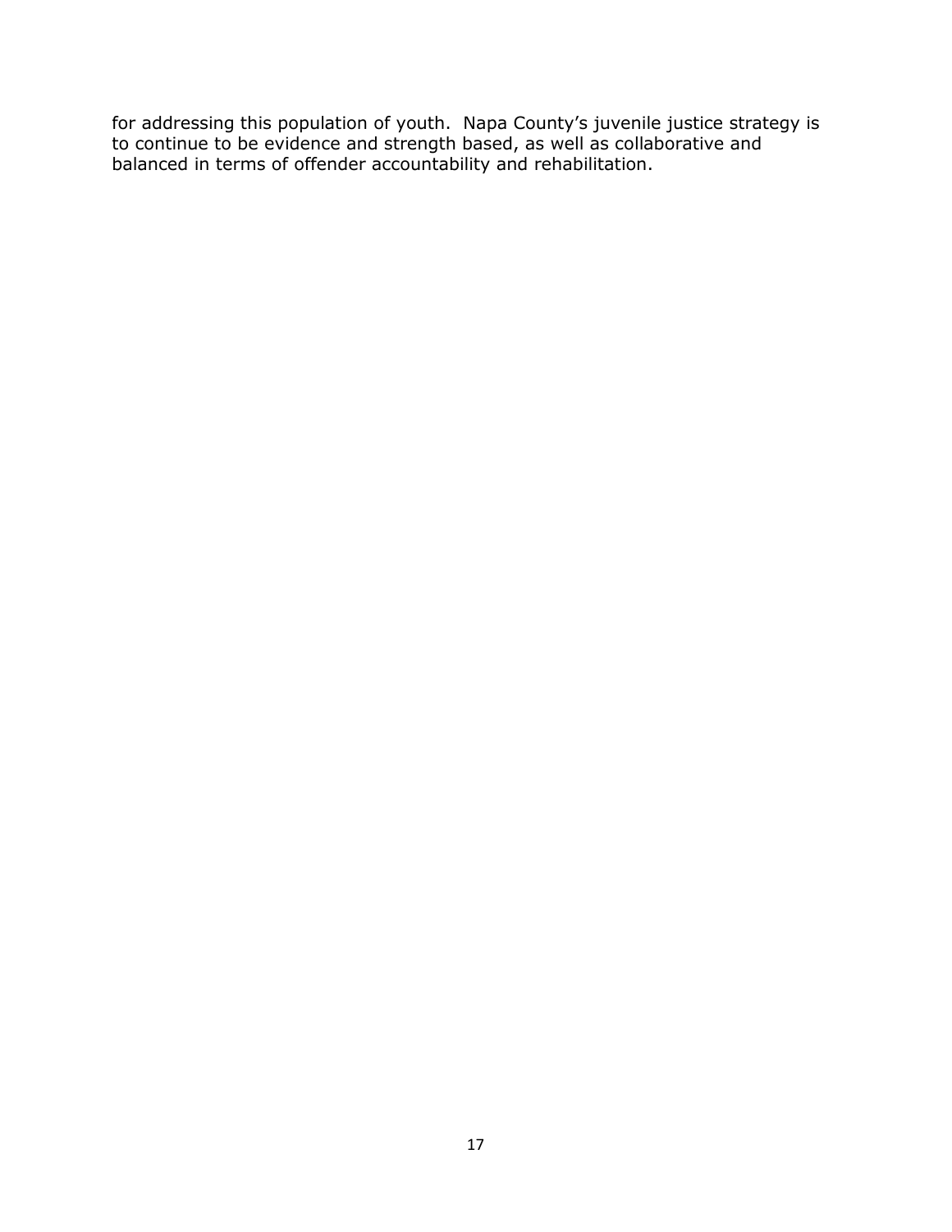for addressing this population of youth. Napa County's juvenile justice strategy is to continue to be evidence and strength based, as well as collaborative and balanced in terms of offender accountability and rehabilitation.